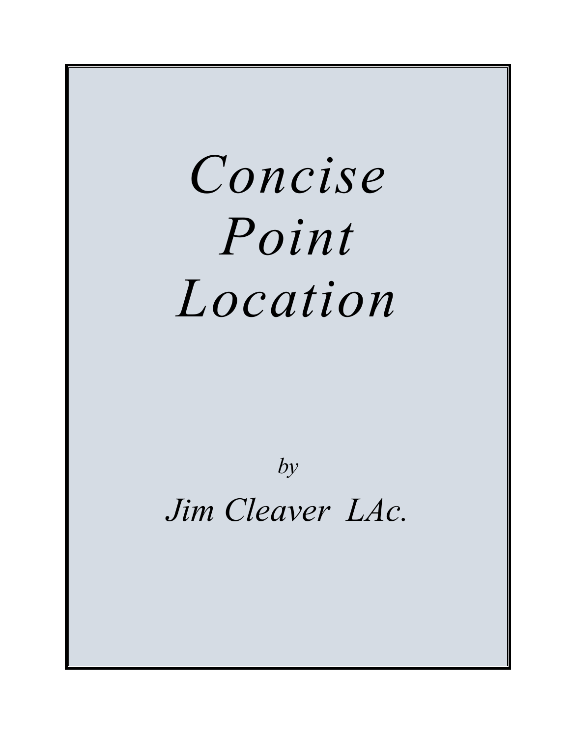# *Concise Point Location*

*by*

*Jim Cleaver LAc.*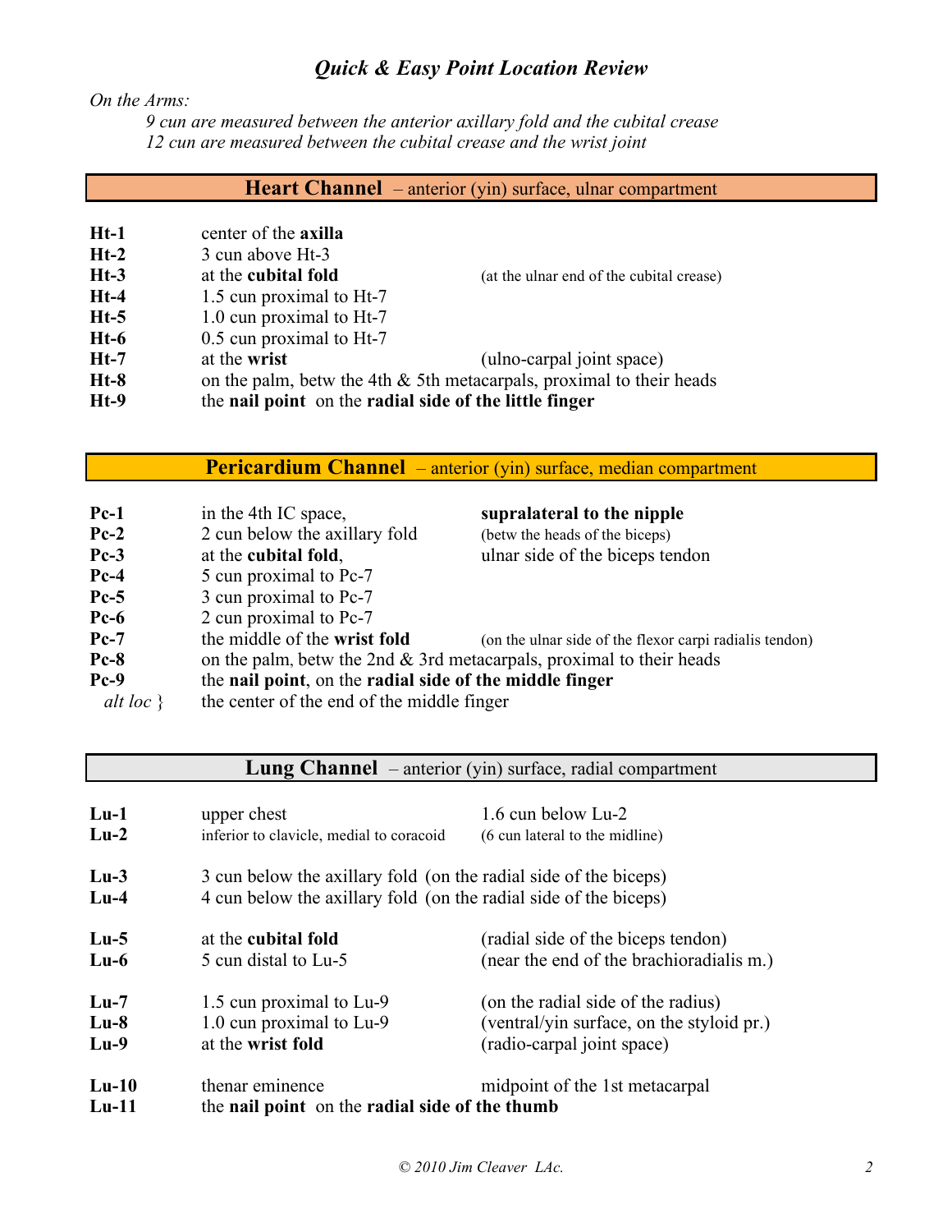# *Quick & Easy Point Location Review*

*On the Arms:*

*9 cun are measured between the anterior axillary fold and the cubital crease*
*12 cun are measured between the cubital crease and the wrist joint*

## Heart Channel – anterior (yin) surface, ulnar compartment

| | | |
|---|---|---|
| **Ht-1** | center of the **axilla** | |
| **Ht-2** | 3 cun above Ht-3 | |
| **Ht-3** | at the **cubital fold** | (at the ulnar end of the cubital crease) |
| **Ht-4** | 1.5 cun proximal to Ht-7 | |
| **Ht-5** | 1.0 cun proximal to Ht-7 | |
| **Ht-6** | 0.5 cun proximal to Ht-7 | |
| **Ht-7** | at the **wrist** | (ulno-carpal joint space) |
| **Ht-8** | on the palm, betw the 4th & 5th metacarpals, proximal to their heads | |
| **Ht-9** | the **nail point** on the **radial side of the little finger** | |

## Pericardium Channel – anterior (yin) surface, median compartment

| | | |
|---|---|---|
| **Pc-1** | in the 4th IC space, | **supralateral to the nipple** |
| **Pc-2** | 2 cun below the axillary fold | (betw the heads of the biceps) |
| **Pc-3** | at the **cubital fold**, | ulnar side of the biceps tendon |
| **Pc-4** | 5 cun proximal to Pc-7 | |
| **Pc-5** | 3 cun proximal to Pc-7 | |
| **Pc-6** | 2 cun proximal to Pc-7 | |
| **Pc-7** | the middle of the **wrist fold** | (on the ulnar side of the flexor carpi radialis tendon) |
| **Pc-8** | on the palm, betw the 2nd & 3rd metacarpals, proximal to their heads | |
| **Pc-9** | the **nail point**, on the **radial side of the middle finger** | |
| *alt loc* } | the center of the end of the middle finger | |

## Lung Channel – anterior (yin) surface, radial compartment

| | | |
|---|---|---|
| **Lu-1** | upper chest | 1.6 cun below Lu-2 |
| **Lu-2** | inferior to clavicle, medial to coracoid | (6 cun lateral to the midline) |
| **Lu-3** | 3 cun below the axillary fold (on the radial side of the biceps) | |
| **Lu-4** | 4 cun below the axillary fold (on the radial side of the biceps) | |
| **Lu-5** | at the **cubital fold** | (radial side of the biceps tendon) |
| **Lu-6** | 5 cun distal to Lu-5 | (near the end of the brachioradialis m.) |
| **Lu-7** | 1.5 cun proximal to Lu-9 | (on the radial side of the radius) |
| **Lu-8** | 1.0 cun proximal to Lu-9 | (ventral/yin surface, on the styloid pr.) |
| **Lu-9** | at the **wrist fold** | (radio-carpal joint space) |
| **Lu-10** | thenar eminence | midpoint of the 1st metacarpal |
| **Lu-11** | the **nail point** on the **radial side of the thumb** | |

*© 2010 Jim Cleaver LAc.*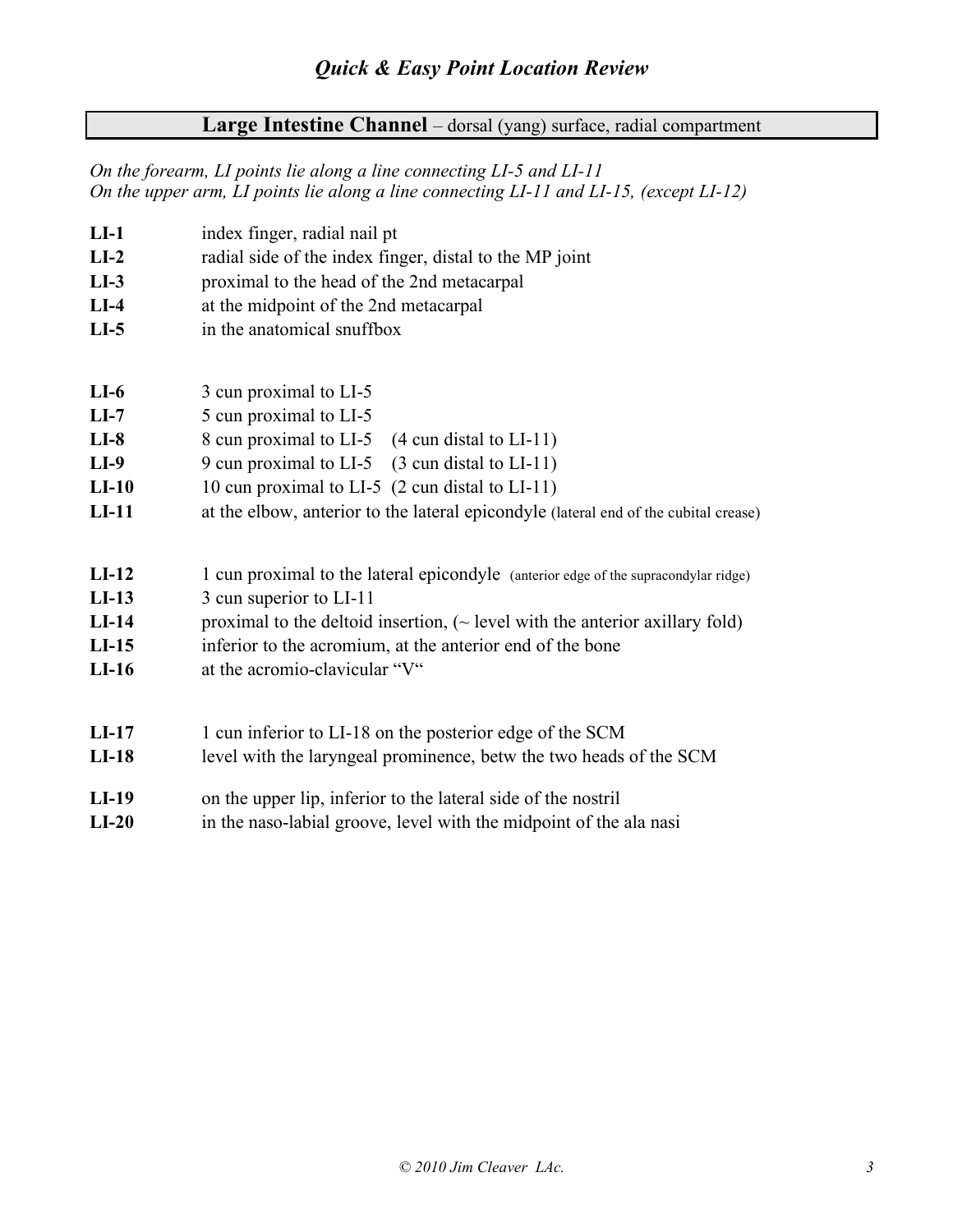## Quick & Easy Point Location Review

### **Large Intestine Channel** – dorsal (yang) surface, radial compartment

*On the forearm, LI points lie along a line connecting LI-5 and LI-11*
*On the upper arm, LI points lie along a line connecting LI-11 and LI-15, (except LI-12)*

| | |
|---|---|
| **LI-1** | index finger, radial nail pt |
| **LI-2** | radial side of the index finger, distal to the MP joint |
| **LI-3** | proximal to the head of the 2nd metacarpal |
| **LI-4** | at the midpoint of the 2nd metacarpal |
| **LI-5** | in the anatomical snuffbox |
| | |
| **LI-6** | 3 cun proximal to LI-5 |
| **LI-7** | 5 cun proximal to LI-5 |
| **LI-8** | 8 cun proximal to LI-5 (4 cun distal to LI-11) |
| **LI-9** | 9 cun proximal to LI-5 (3 cun distal to LI-11) |
| **LI-10** | 10 cun proximal to LI-5 (2 cun distal to LI-11) |
| **LI-11** | at the elbow, anterior to the lateral epicondyle (lateral end of the cubital crease) |
| | |
| **LI-12** | 1 cun proximal to the lateral epicondyle (anterior edge of the supracondylar ridge) |
| **LI-13** | 3 cun superior to LI-11 |
| **LI-14** | proximal to the deltoid insertion, (~ level with the anterior axillary fold) |
| **LI-15** | inferior to the acromium, at the anterior end of the bone |
| **LI-16** | at the acromio-clavicular "V" |
| | |
| **LI-17** | 1 cun inferior to LI-18 on the posterior edge of the SCM |
| **LI-18** | level with the laryngeal prominence, betw the two heads of the SCM |
| | |
| **LI-19** | on the upper lip, inferior to the lateral side of the nostril |
| **LI-20** | in the naso-labial groove, level with the midpoint of the ala nasi |

*© 2010 Jim Cleaver LAc.*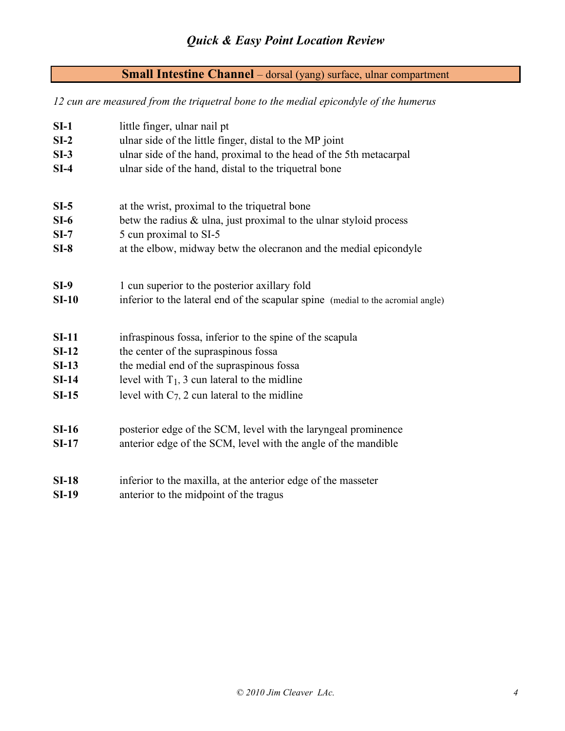## **Small Intestine Channel** – dorsal (yang) surface, ulnar compartment

*12 cun are measured from the triquetral bone to the medial epicondyle of the humerus*

| | |
|---|---|
| **SI-1** | little finger, ulnar nail pt |
| **SI-2** | ulnar side of the little finger, distal to the MP joint |
| **SI-3** | ulnar side of the hand, proximal to the head of the 5th metacarpal |
| **SI-4** | ulnar side of the hand, distal to the triquetral bone |
| | |
| **SI-5** | at the wrist, proximal to the triquetral bone |
| **SI-6** | betw the radius & ulna, just proximal to the ulnar styloid process |
| **SI-7** | 5 cun proximal to SI-5 |
| **SI-8** | at the elbow, midway betw the olecranon and the medial epicondyle |
| | |
| **SI-9** | 1 cun superior to the posterior axillary fold |
| **SI-10** | inferior to the lateral end of the scapular spine (medial to the acromial angle) |
| | |
| **SI-11** | infraspinous fossa, inferior to the spine of the scapula |
| **SI-12** | the center of the supraspinous fossa |
| **SI-13** | the medial end of the supraspinous fossa |
| **SI-14** | level with $T_1$, 3 cun lateral to the midline |
| **SI-15** | level with $C_7$, 2 cun lateral to the midline |
| | |
| **SI-16** | posterior edge of the SCM, level with the laryngeal prominence |
| **SI-17** | anterior edge of the SCM, level with the angle of the mandible |
| | |
| **SI-18** | inferior to the maxilla, at the anterior edge of the masseter |
| **SI-19** | anterior to the midpoint of the tragus |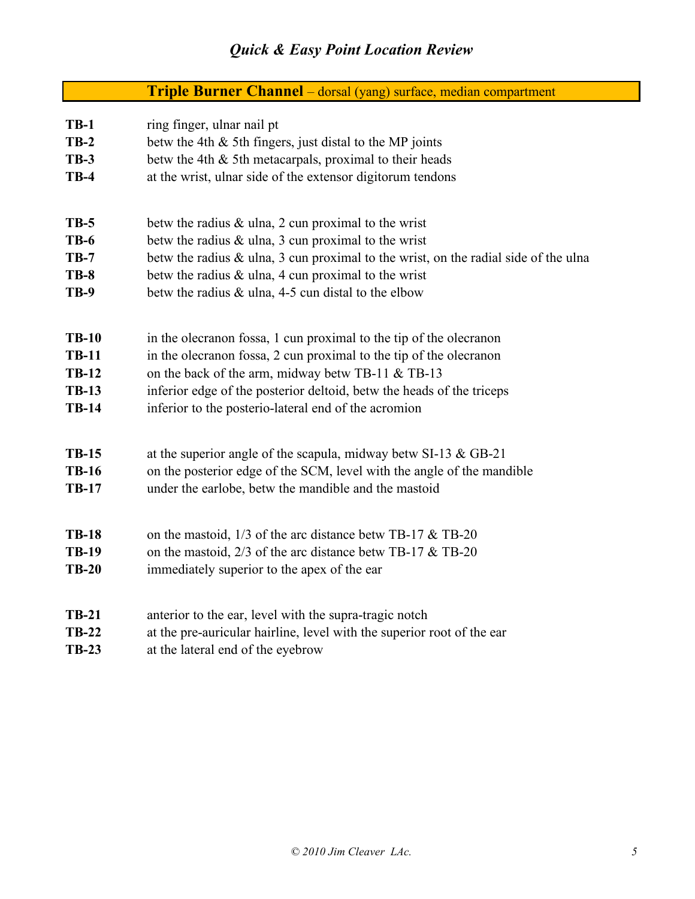## **Triple Burner Channel** – dorsal (yang) surface, median compartment

| | |
|---|---|
| **TB-1** | ring finger, ulnar nail pt |
| **TB-2** | betw the 4th & 5th fingers, just distal to the MP joints |
| **TB-3** | betw the 4th & 5th metacarpals, proximal to their heads |
| **TB-4** | at the wrist, ulnar side of the extensor digitorum tendons |
| | |
| **TB-5** | betw the radius & ulna, 2 cun proximal to the wrist |
| **TB-6** | betw the radius & ulna, 3 cun proximal to the wrist |
| **TB-7** | betw the radius & ulna, 3 cun proximal to the wrist, on the radial side of the ulna |
| **TB-8** | betw the radius & ulna, 4 cun proximal to the wrist |
| **TB-9** | betw the radius & ulna, 4-5 cun distal to the elbow |
| | |
| **TB-10** | in the olecranon fossa, 1 cun proximal to the tip of the olecranon |
| **TB-11** | in the olecranon fossa, 2 cun proximal to the tip of the olecranon |
| **TB-12** | on the back of the arm, midway betw TB-11 & TB-13 |
| **TB-13** | inferior edge of the posterior deltoid, betw the heads of the triceps |
| **TB-14** | inferior to the posterio-lateral end of the acromion |
| | |
| **TB-15** | at the superior angle of the scapula, midway betw SI-13 & GB-21 |
| **TB-16** | on the posterior edge of the SCM, level with the angle of the mandible |
| **TB-17** | under the earlobe, betw the mandible and the mastoid |
| | |
| **TB-18** | on the mastoid, 1/3 of the arc distance betw TB-17 & TB-20 |
| **TB-19** | on the mastoid, 2/3 of the arc distance betw TB-17 & TB-20 |
| **TB-20** | immediately superior to the apex of the ear |
| | |
| **TB-21** | anterior to the ear, level with the supra-tragic notch |
| **TB-22** | at the pre-auricular hairline, level with the superior root of the ear |
| **TB-23** | at the lateral end of the eyebrow |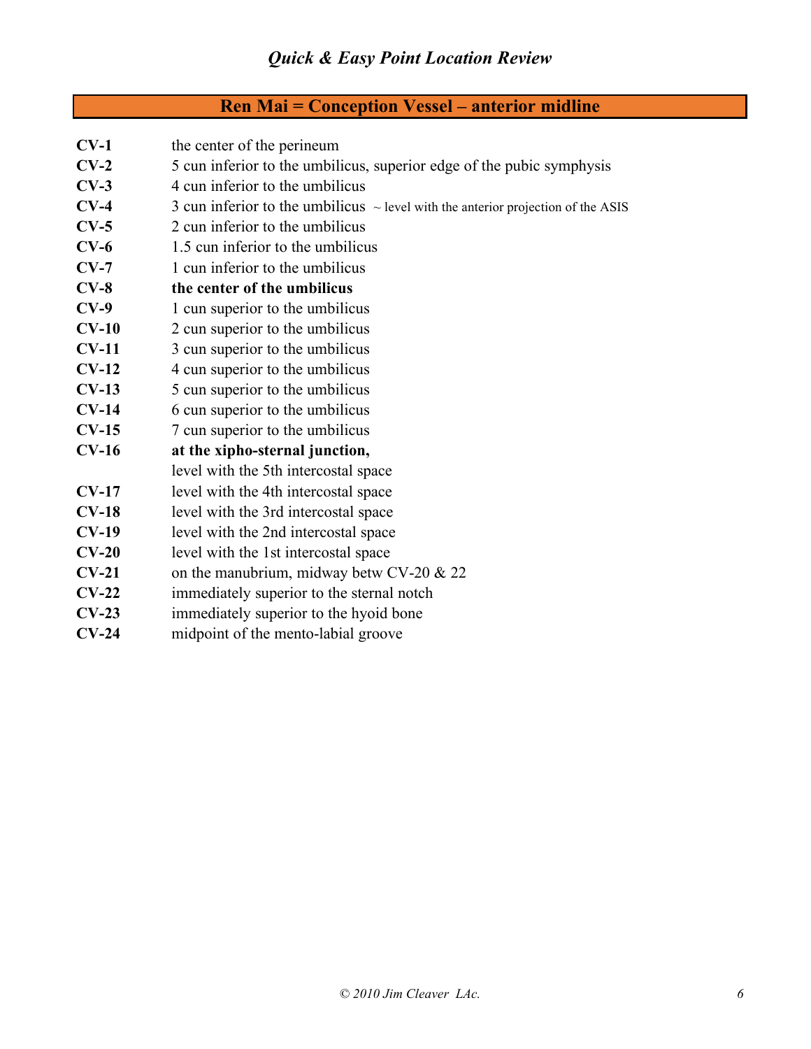## Ren Mai = Conception Vessel – anterior midline

| | |
|---|---|
| **CV-1** | the center of the perineum |
| **CV-2** | 5 cun inferior to the umbilicus, superior edge of the pubic symphysis |
| **CV-3** | 4 cun inferior to the umbilicus |
| **CV-4** | 3 cun inferior to the umbilicus ~ level with the anterior projection of the ASIS |
| **CV-5** | 2 cun inferior to the umbilicus |
| **CV-6** | 1.5 cun inferior to the umbilicus |
| **CV-7** | 1 cun inferior to the umbilicus |
| **CV-8** | **the center of the umbilicus** |
| **CV-9** | 1 cun superior to the umbilicus |
| **CV-10** | 2 cun superior to the umbilicus |
| **CV-11** | 3 cun superior to the umbilicus |
| **CV-12** | 4 cun superior to the umbilicus |
| **CV-13** | 5 cun superior to the umbilicus |
| **CV-14** | 6 cun superior to the umbilicus |
| **CV-15** | 7 cun superior to the umbilicus |
| **CV-16** | **at the xipho-sternal junction,** level with the 5th intercostal space |
| **CV-17** | level with the 4th intercostal space |
| **CV-18** | level with the 3rd intercostal space |
| **CV-19** | level with the 2nd intercostal space |
| **CV-20** | level with the 1st intercostal space |
| **CV-21** | on the manubrium, midway betw CV-20 & 22 |
| **CV-22** | immediately superior to the sternal notch |
| **CV-23** | immediately superior to the hyoid bone |
| **CV-24** | midpoint of the mento-labial groove |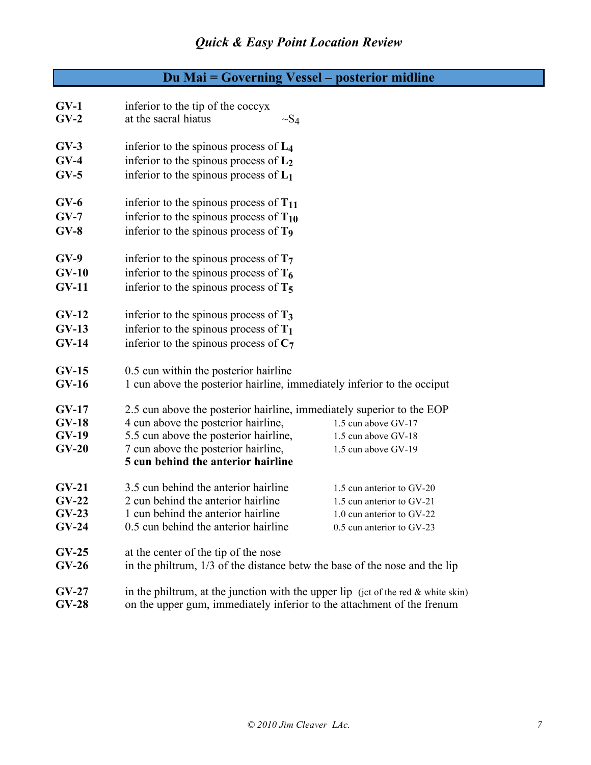## Du Mai = Governing Vessel – posterior midline

| | | |
|---|---|---|
| **GV-1** | inferior to the tip of the coccyx | |
| **GV-2** | at the sacral hiatus | ~$S_4$ |
| **GV-3** | inferior to the spinous process of $\mathbf{L_4}$ | |
| **GV-4** | inferior to the spinous process of $\mathbf{L_2}$ | |
| **GV-5** | inferior to the spinous process of $\mathbf{L_1}$ | |
| **GV-6** | inferior to the spinous process of $\mathbf{T_{11}}$ | |
| **GV-7** | inferior to the spinous process of $\mathbf{T_{10}}$ | |
| **GV-8** | inferior to the spinous process of $\mathbf{T_9}$ | |
| **GV-9** | inferior to the spinous process of $\mathbf{T_7}$ | |
| **GV-10** | inferior to the spinous process of $\mathbf{T_6}$ | |
| **GV-11** | inferior to the spinous process of $\mathbf{T_5}$ | |
| **GV-12** | inferior to the spinous process of $\mathbf{T_3}$ | |
| **GV-13** | inferior to the spinous process of $\mathbf{T_1}$ | |
| **GV-14** | inferior to the spinous process of $\mathbf{C_7}$ | |
| **GV-15** | 0.5 cun within the posterior hairline | |
| **GV-16** | 1 cun above the posterior hairline, immediately inferior to the occiput | |
| **GV-17** | 2.5 cun above the posterior hairline, immediately superior to the EOP | |
| **GV-18** | 4 cun above the posterior hairline, | 1.5 cun above GV-17 |
| **GV-19** | 5.5 cun above the posterior hairline, | 1.5 cun above GV-18 |
| **GV-20** | 7 cun above the posterior hairline, **5 cun behind the anterior hairline** | 1.5 cun above GV-19 |
| **GV-21** | 3.5 cun behind the anterior hairline | 1.5 cun anterior to GV-20 |
| **GV-22** | 2 cun behind the anterior hairline | 1.5 cun anterior to GV-21 |
| **GV-23** | 1 cun behind the anterior hairline | 1.0 cun anterior to GV-22 |
| **GV-24** | 0.5 cun behind the anterior hairline | 0.5 cun anterior to GV-23 |
| **GV-25** | at the center of the tip of the nose | |
| **GV-26** | in the philtrum, 1/3 of the distance betw the base of the nose and the lip | |
| **GV-27** | in the philtrum, at the junction with the upper lip (jct of the red & white skin) | |
| **GV-28** | on the upper gum, immediately inferior to the attachment of the frenum | |

*© 2010 Jim Cleaver LAc.*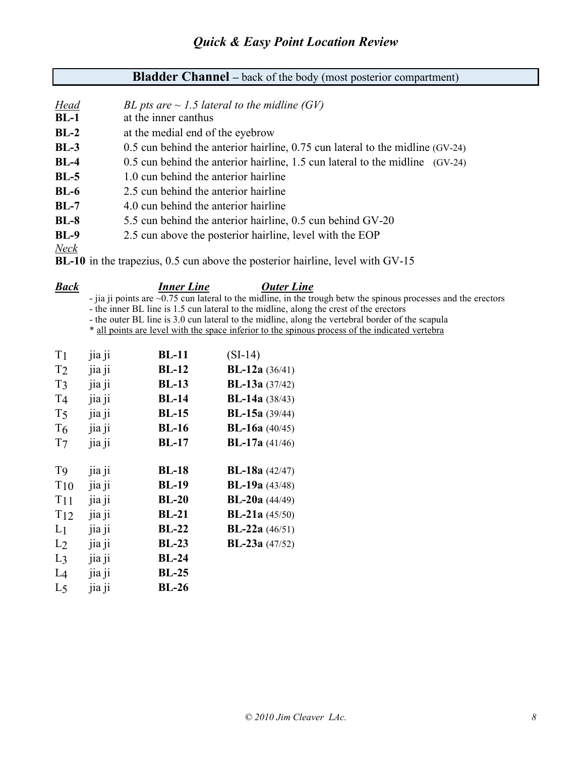## Quick & Easy Point Location Review

### **Bladder Channel** – back of the body (most posterior compartment)

*Head* — *BL pts are ~ 1.5 lateral to the midline (GV)*

**BL-1** at the inner canthus
**BL-2** at the medial end of the eyebrow
**BL-3** 0.5 cun behind the anterior hairline, 0.75 cun lateral to the midline (GV-24)
**BL-4** 0.5 cun behind the anterior hairline, 1.5 cun lateral to the midline (GV-24)
**BL-5** 1.0 cun behind the anterior hairline
**BL-6** 2.5 cun behind the anterior hairline
**BL-7** 4.0 cun behind the anterior hairline
**BL-8** 5.5 cun behind the anterior hairline, 0.5 cun behind GV-20
**BL-9** 2.5 cun above the posterior hairline, level with the EOP

*Neck*

**BL-10** in the trapezius, 0.5 cun above the posterior hairline, level with GV-15

***Back***

- jia ji points are ~0.75 cun lateral to the midline, in the trough betw the spinous processes and the erectors
- the inner BL line is 1.5 cun lateral to the midline, along the crest of the erectors
- the outer BL line is 3.0 cun lateral to the midline, along the vertebral border of the scapula

\* all points are level with the space inferior to the spinous process of the indicated vertebra

| | | ***Inner Line*** | ***Outer Line*** |
|---|---|---|---|
| $T_1$ | jia ji | **BL-11** | (SI-14) |
| $T_2$ | jia ji | **BL-12** | **BL-12a** (36/41) |
| $T_3$ | jia ji | **BL-13** | **BL-13a** (37/42) |
| $T_4$ | jia ji | **BL-14** | **BL-14a** (38/43) |
| $T_5$ | jia ji | **BL-15** | **BL-15a** (39/44) |
| $T_6$ | jia ji | **BL-16** | **BL-16a** (40/45) |
| $T_7$ | jia ji | **BL-17** | **BL-17a** (41/46) |
| $T_9$ | jia ji | **BL-18** | **BL-18a** (42/47) |
| $T_{10}$ | jia ji | **BL-19** | **BL-19a** (43/48) |
| $T_{11}$ | jia ji | **BL-20** | **BL-20a** (44/49) |
| $T_{12}$ | jia ji | **BL-21** | **BL-21a** (45/50) |
| $L_1$ | jia ji | **BL-22** | **BL-22a** (46/51) |
| $L_2$ | jia ji | **BL-23** | **BL-23a** (47/52) |
| $L_3$ | jia ji | **BL-24** | |
| $L_4$ | jia ji | **BL-25** | |
| $L_5$ | jia ji | **BL-26** | |

© 2010 Jim Cleaver LAc.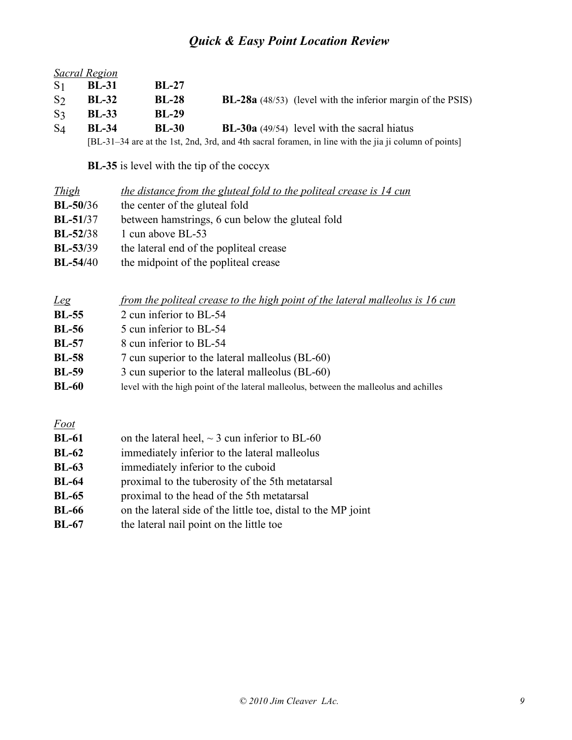*Sacral Region*

| | | | |
|---|---|---|---|
| $S_1$ | **BL-31** | **BL-27** | |
| $S_2$ | **BL-32** | **BL-28** | **BL-28a** (48/53) (level with the inferior margin of the PSIS) |
| $S_3$ | **BL-33** | **BL-29** | |
| $S_4$ | **BL-34** | **BL-30** | **BL-30a** (49/54) level with the sacral hiatus |

[BL-31–34 are at the 1st, 2nd, 3rd, and 4th sacral foramen, in line with the jia ji column of points]

**BL-35** is level with the tip of the coccyx

| *Thigh* | *the distance from the gluteal fold to the politeal crease is 14 cun* |
|---|---|
| **BL-50**/36 | the center of the gluteal fold |
| **BL-51**/37 | between hamstrings, 6 cun below the gluteal fold |
| **BL-52**/38 | 1 cun above BL-53 |
| **BL-53**/39 | the lateral end of the popliteal crease |
| **BL-54**/40 | the midpoint of the popliteal crease |

| *Leg* | *from the politeal crease to the high point of the lateral malleolus is 16 cun* |
|---|---|
| **BL-55** | 2 cun inferior to BL-54 |
| **BL-56** | 5 cun inferior to BL-54 |
| **BL-57** | 8 cun inferior to BL-54 |
| **BL-58** | 7 cun superior to the lateral malleolus (BL-60) |
| **BL-59** | 3 cun superior to the lateral malleolus (BL-60) |
| **BL-60** | level with the high point of the lateral malleolus, between the malleolus and achilles |

| *Foot* | |
|---|---|
| **BL-61** | on the lateral heel, ~ 3 cun inferior to BL-60 |
| **BL-62** | immediately inferior to the lateral malleolus |
| **BL-63** | immediately inferior to the cuboid |
| **BL-64** | proximal to the tuberosity of the 5th metatarsal |
| **BL-65** | proximal to the head of the 5th metatarsal |
| **BL-66** | on the lateral side of the little toe, distal to the MP joint |
| **BL-67** | the lateral nail point on the little toe |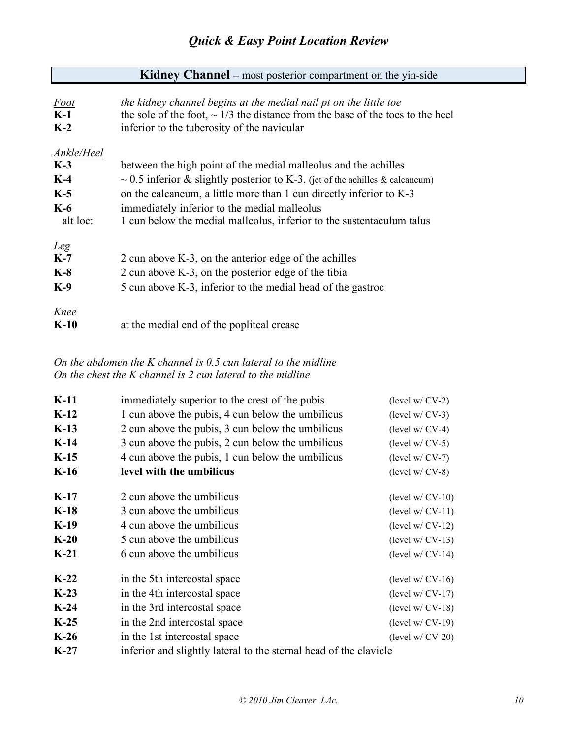## Kidney Channel – most posterior compartment on the yin-side

*Foot* — *the kidney channel begins at the medial nail pt on the little toe*

| | |
|---|---|
| **K-1** | the sole of the foot, ~ 1/3 the distance from the base of the toes to the heel |
| **K-2** | inferior to the tuberosity of the navicular |

*Ankle/Heel*

| | |
|---|---|
| **K-3** | between the high point of the medial malleolus and the achilles |
| **K-4** | ~ 0.5 inferior & slightly posterior to K-3, (jct of the achilles & calcaneum) |
| **K-5** | on the calcaneum, a little more than 1 cun directly inferior to K-3 |
| **K-6** | immediately inferior to the medial malleolus |
| alt loc: | 1 cun below the medial malleolus, inferior to the sustentaculum talus |

*Leg*

| | |
|---|---|
| **K-7** | 2 cun above K-3, on the anterior edge of the achilles |
| **K-8** | 2 cun above K-3, on the posterior edge of the tibia |
| **K-9** | 5 cun above K-3, inferior to the medial head of the gastroc |

*Knee*

| | |
|---|---|
| **K-10** | at the medial end of the popliteal crease |

*On the abdomen the K channel is 0.5 cun lateral to the midline*
*On the chest the K channel is 2 cun lateral to the midline*

| | | |
|---|---|---|
| **K-11** | immediately superior to the crest of the pubis | (level w/ CV-2) |
| **K-12** | 1 cun above the pubis, 4 cun below the umbilicus | (level w/ CV-3) |
| **K-13** | 2 cun above the pubis, 3 cun below the umbilicus | (level w/ CV-4) |
| **K-14** | 3 cun above the pubis, 2 cun below the umbilicus | (level w/ CV-5) |
| **K-15** | 4 cun above the pubis, 1 cun below the umbilicus | (level w/ CV-7) |
| **K-16** | **level with the umbilicus** | (level w/ CV-8) |
| **K-17** | 2 cun above the umbilicus | (level w/ CV-10) |
| **K-18** | 3 cun above the umbilicus | (level w/ CV-11) |
| **K-19** | 4 cun above the umbilicus | (level w/ CV-12) |
| **K-20** | 5 cun above the umbilicus | (level w/ CV-13) |
| **K-21** | 6 cun above the umbilicus | (level w/ CV-14) |
| **K-22** | in the 5th intercostal space | (level w/ CV-16) |
| **K-23** | in the 4th intercostal space | (level w/ CV-17) |
| **K-24** | in the 3rd intercostal space | (level w/ CV-18) |
| **K-25** | in the 2nd intercostal space | (level w/ CV-19) |
| **K-26** | in the 1st intercostal space | (level w/ CV-20) |
| **K-27** | inferior and slightly lateral to the sternal head of the clavicle | |

*© 2010 Jim Cleaver LAc.*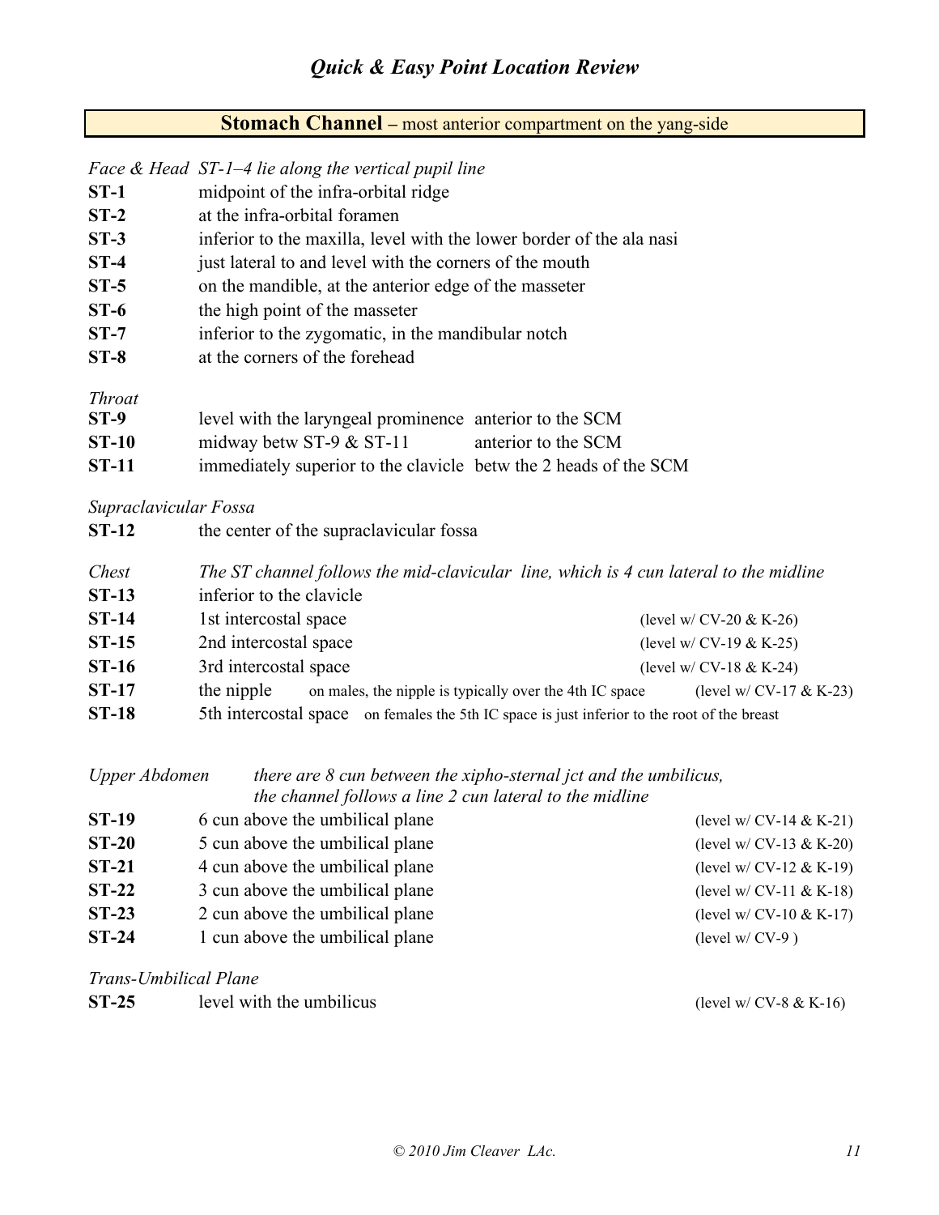## **Stomach Channel** – most anterior compartment on the yang-side

*Face & Head* *ST-1–4 lie along the vertical pupil line*

| | |
|---|---|
| **ST-1** | midpoint of the infra-orbital ridge |
| **ST-2** | at the infra-orbital foramen |
| **ST-3** | inferior to the maxilla, level with the lower border of the ala nasi |
| **ST-4** | just lateral to and level with the corners of the mouth |
| **ST-5** | on the mandible, at the anterior edge of the masseter |
| **ST-6** | the high point of the masseter |
| **ST-7** | inferior to the zygomatic, in the mandibular notch |
| **ST-8** | at the corners of the forehead |

*Throat*

| | | |
|---|---|---|
| **ST-9** | level with the laryngeal prominence | anterior to the SCM |
| **ST-10** | midway betw ST-9 & ST-11 | anterior to the SCM |
| **ST-11** | immediately superior to the clavicle | betw the 2 heads of the SCM |

*Supraclavicular Fossa*

| | |
|---|---|
| **ST-12** | the center of the supraclavicular fossa |

*Chest* *The ST channel follows the mid-clavicular line, which is 4 cun lateral to the midline*

| | | |
|---|---|---|
| **ST-13** | inferior to the clavicle | |
| **ST-14** | 1st intercostal space | (level w/ CV-20 & K-26) |
| **ST-15** | 2nd intercostal space | (level w/ CV-19 & K-25) |
| **ST-16** | 3rd intercostal space | (level w/ CV-18 & K-24) |
| **ST-17** | the nipple on males, the nipple is typically over the 4th IC space | (level w/ CV-17 & K-23) |
| **ST-18** | 5th intercostal space on females the 5th IC space is just inferior to the root of the breast | |

*Upper Abdomen* *there are 8 cun between the xipho-sternal jct and the umbilicus, the channel follows a line 2 cun lateral to the midline*

| | | |
|---|---|---|
| **ST-19** | 6 cun above the umbilical plane | (level w/ CV-14 & K-21) |
| **ST-20** | 5 cun above the umbilical plane | (level w/ CV-13 & K-20) |
| **ST-21** | 4 cun above the umbilical plane | (level w/ CV-12 & K-19) |
| **ST-22** | 3 cun above the umbilical plane | (level w/ CV-11 & K-18) |
| **ST-23** | 2 cun above the umbilical plane | (level w/ CV-10 & K-17) |
| **ST-24** | 1 cun above the umbilical plane | (level w/ CV-9 ) |

*Trans-Umbilical Plane*

| | | |
|---|---|---|
| **ST-25** | level with the umbilicus | (level w/ CV-8 & K-16) |

© 2010 Jim Cleaver LAc.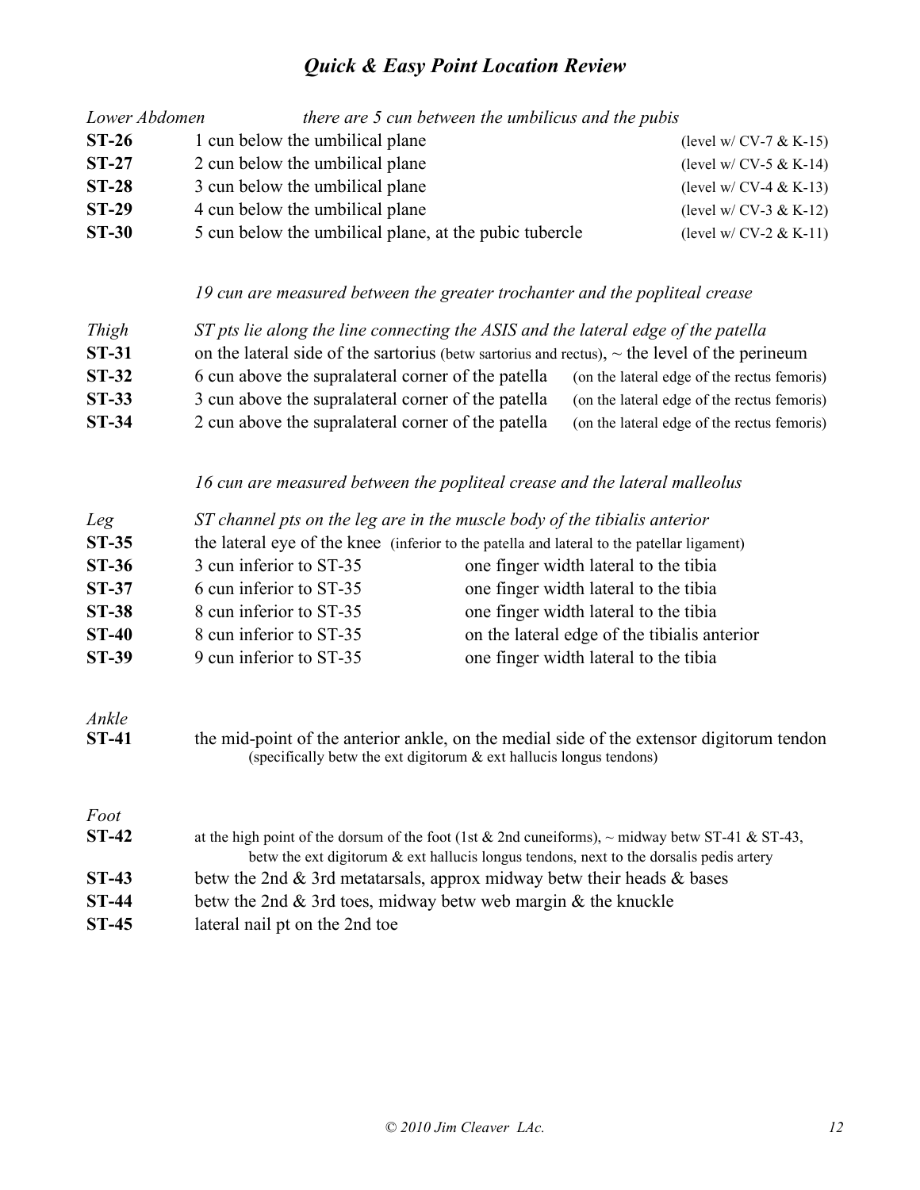## *Quick & Easy Point Location Review*

| *Lower Abdomen* | *there are 5 cun between the umbilicus and the pubis* | |
|---|---|---|
| **ST-26** | 1 cun below the umbilical plane | (level w/ CV-7 & K-15) |
| **ST-27** | 2 cun below the umbilical plane | (level w/ CV-5 & K-14) |
| **ST-28** | 3 cun below the umbilical plane | (level w/ CV-4 & K-13) |
| **ST-29** | 4 cun below the umbilical plane | (level w/ CV-3 & K-12) |
| **ST-30** | 5 cun below the umbilical plane, at the pubic tubercle | (level w/ CV-2 & K-11) |

*19 cun are measured between the greater trochanter and the popliteal crease*

| *Thigh* | *ST pts lie along the line connecting the ASIS and the lateral edge of the patella* | |
|---|---|---|
| **ST-31** | on the lateral side of the sartorius (betw sartorius and rectus), ~ the level of the perineum | |
| **ST-32** | 6 cun above the supralateral corner of the patella | (on the lateral edge of the rectus femoris) |
| **ST-33** | 3 cun above the supralateral corner of the patella | (on the lateral edge of the rectus femoris) |
| **ST-34** | 2 cun above the supralateral corner of the patella | (on the lateral edge of the rectus femoris) |

*16 cun are measured between the popliteal crease and the lateral malleolus*

| *Leg* | *ST channel pts on the leg are in the muscle body of the tibialis anterior* | |
|---|---|---|
| **ST-35** | the lateral eye of the knee (inferior to the patella and lateral to the patellar ligament) | |
| **ST-36** | 3 cun inferior to ST-35 | one finger width lateral to the tibia |
| **ST-37** | 6 cun inferior to ST-35 | one finger width lateral to the tibia |
| **ST-38** | 8 cun inferior to ST-35 | one finger width lateral to the tibia |
| **ST-40** | 8 cun inferior to ST-35 | on the lateral edge of the tibialis anterior |
| **ST-39** | 9 cun inferior to ST-35 | one finger width lateral to the tibia |

*Ankle*

**ST-41** the mid-point of the anterior ankle, on the medial side of the extensor digitorum tendon (specifically betw the ext digitorum & ext hallucis longus tendons)

*Foot*

**ST-42** at the high point of the dorsum of the foot (1st & 2nd cuneiforms), ~ midway betw ST-41 & ST-43, betw the ext digitorum & ext hallucis longus tendons, next to the dorsalis pedis artery

**ST-43** betw the 2nd & 3rd metatarsals, approx midway betw their heads & bases

**ST-44** betw the 2nd & 3rd toes, midway betw web margin & the knuckle

**ST-45** lateral nail pt on the 2nd toe

*© 2010 Jim Cleaver LAc.*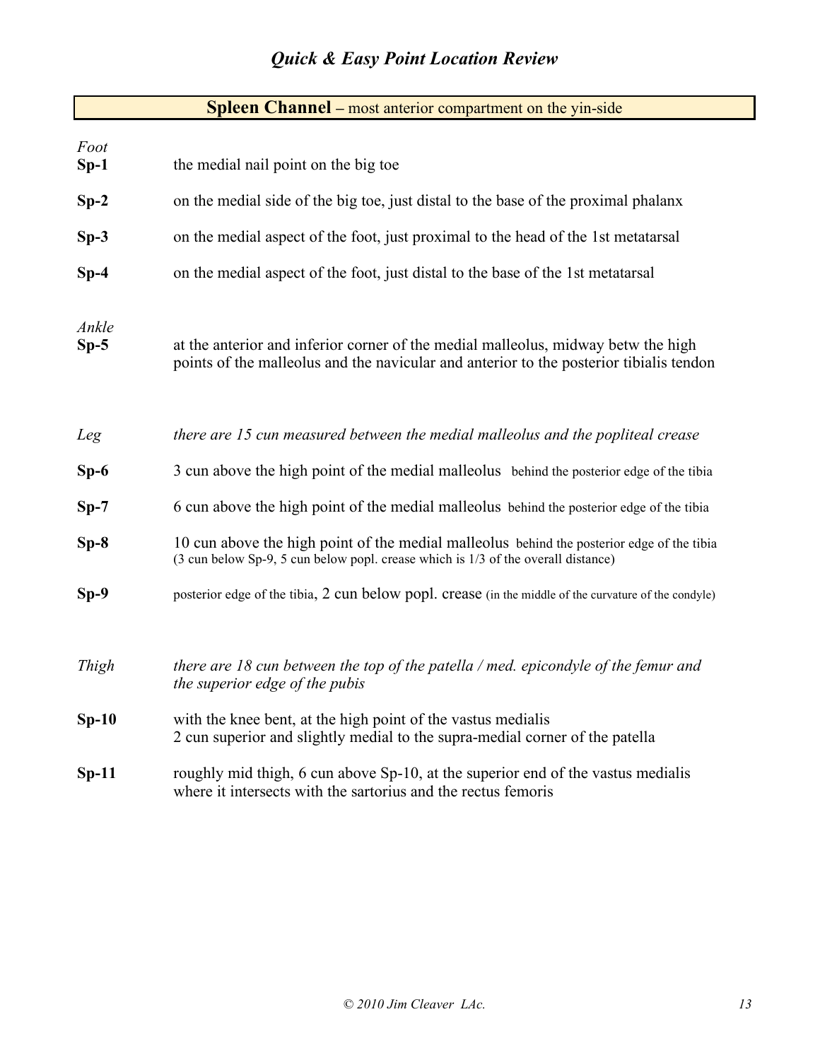## Spleen Channel – most anterior compartment on the yin-side

*Foot*

**Sp-1** the medial nail point on the big toe

**Sp-2** on the medial side of the big toe, just distal to the base of the proximal phalanx

**Sp-3** on the medial aspect of the foot, just proximal to the head of the 1st metatarsal

**Sp-4** on the medial aspect of the foot, just distal to the base of the 1st metatarsal

*Ankle*

**Sp-5** at the anterior and inferior corner of the medial malleolus, midway betw the high points of the malleolus and the navicular and anterior to the posterior tibialis tendon

*Leg* *there are 15 cun measured between the medial malleolus and the popliteal crease*

**Sp-6** 3 cun above the high point of the medial malleolus behind the posterior edge of the tibia

**Sp-7** 6 cun above the high point of the medial malleolus behind the posterior edge of the tibia

**Sp-8** 10 cun above the high point of the medial malleolus behind the posterior edge of the tibia (3 cun below Sp-9, 5 cun below popl. crease which is 1/3 of the overall distance)

**Sp-9** posterior edge of the tibia, 2 cun below popl. crease (in the middle of the curvature of the condyle)

*Thigh* *there are 18 cun between the top of the patella / med. epicondyle of the femur and the superior edge of the pubis*

**Sp-10** with the knee bent, at the high point of the vastus medialis
2 cun superior and slightly medial to the supra-medial corner of the patella

**Sp-11** roughly mid thigh, 6 cun above Sp-10, at the superior end of the vastus medialis where it intersects with the sartorius and the rectus femoris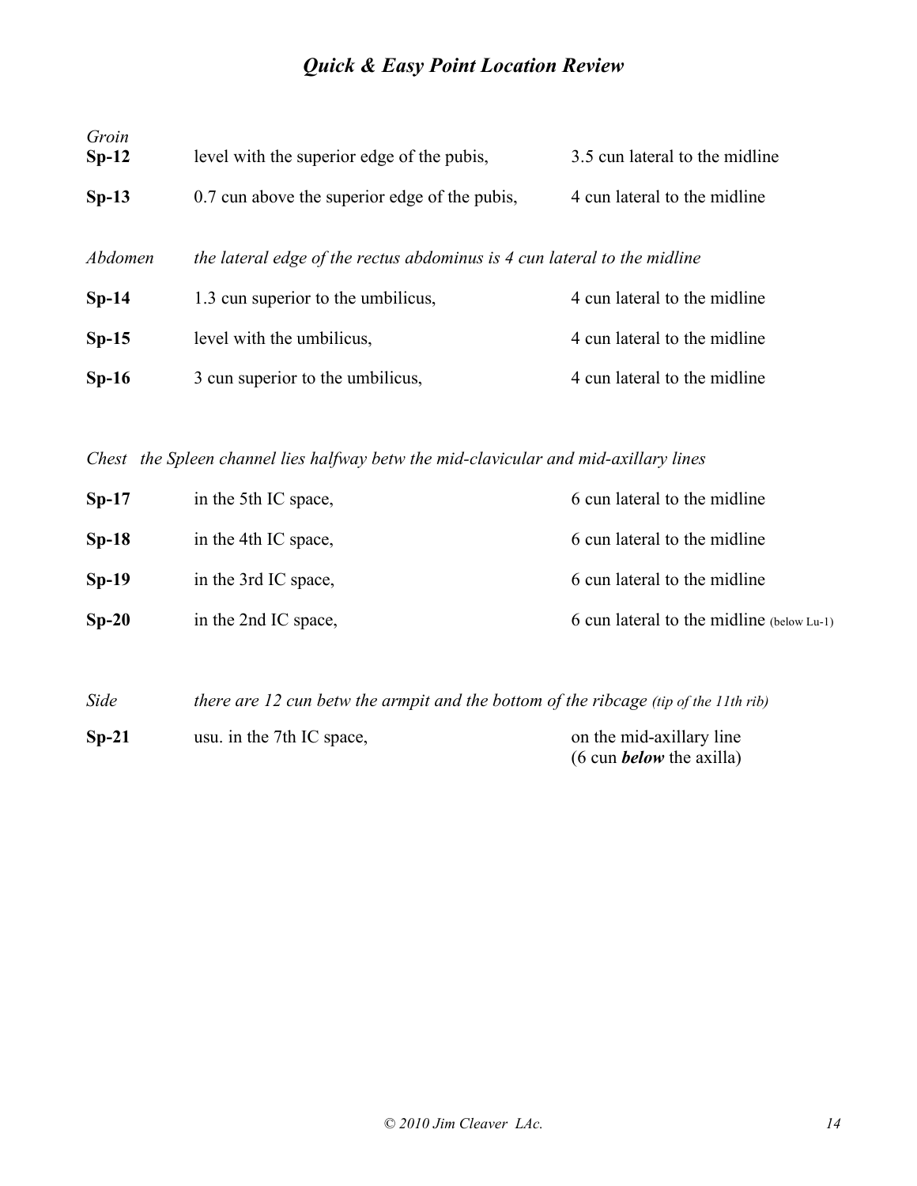## *Quick & Easy Point Location Review*

| | | |
|---|---|---|
| *Groin* | | |
| **Sp-12** | level with the superior edge of the pubis, | 3.5 cun lateral to the midline |
| **Sp-13** | 0.7 cun above the superior edge of the pubis, | 4 cun lateral to the midline |
| *Abdomen* | *the lateral edge of the rectus abdominus is 4 cun lateral to the midline* | |
| **Sp-14** | 1.3 cun superior to the umbilicus, | 4 cun lateral to the midline |
| **Sp-15** | level with the umbilicus, | 4 cun lateral to the midline |
| **Sp-16** | 3 cun superior to the umbilicus, | 4 cun lateral to the midline |
| *Chest* | *the Spleen channel lies halfway betw the mid-clavicular and mid-axillary lines* | |
| **Sp-17** | in the 5th IC space, | 6 cun lateral to the midline |
| **Sp-18** | in the 4th IC space, | 6 cun lateral to the midline |
| **Sp-19** | in the 3rd IC space, | 6 cun lateral to the midline |
| **Sp-20** | in the 2nd IC space, | 6 cun lateral to the midline (below Lu-1) |
| *Side* | *there are 12 cun betw the armpit and the bottom of the ribcage (tip of the 11th rib)* | |
| **Sp-21** | usu. in the 7th IC space, | on the mid-axillary line (6 cun ***below*** the axilla) |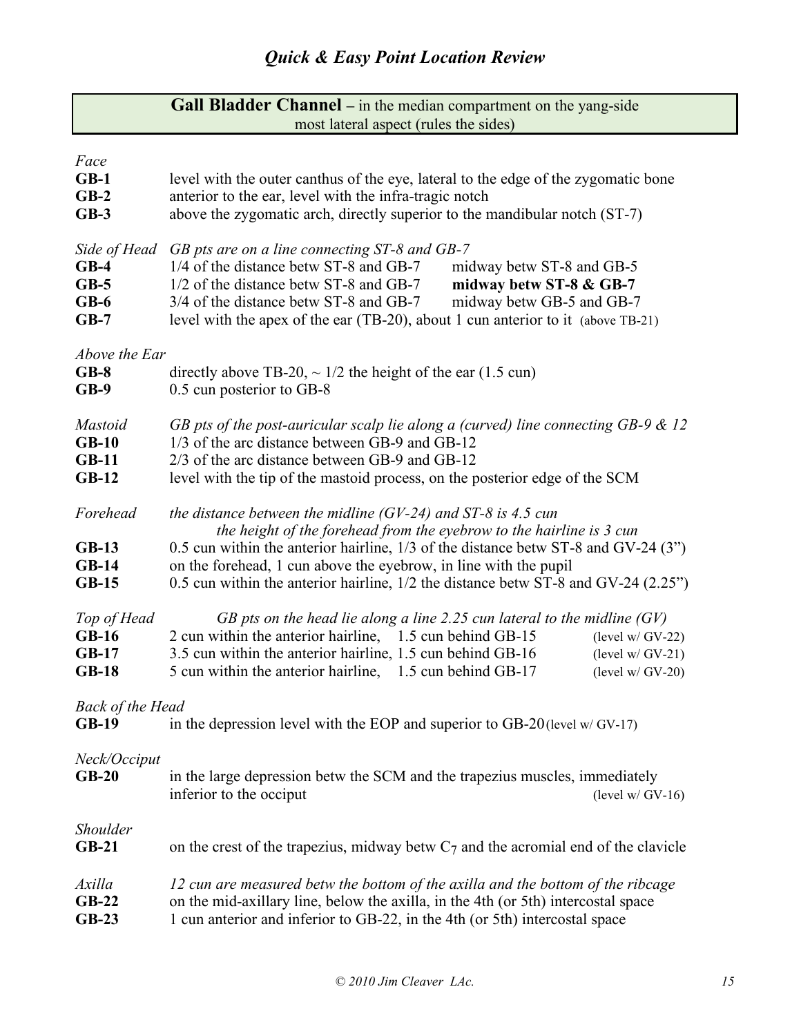## Gall Bladder Channel – in the median compartment on the yang-side most lateral aspect (rules the sides)

*Face*

**GB-1** level with the outer canthus of the eye, lateral to the edge of the zygomatic bone
**GB-2** anterior to the ear, level with the infra-tragic notch
**GB-3** above the zygomatic arch, directly superior to the mandibular notch (ST-7)

*Side of Head* *GB pts are on a line connecting ST-8 and GB-7*

| | | |
|---|---|---|
| **GB-4** | 1/4 of the distance betw ST-8 and GB-7 | midway betw ST-8 and GB-5 |
| **GB-5** | 1/2 of the distance betw ST-8 and GB-7 | **midway betw ST-8 & GB-7** |
| **GB-6** | 3/4 of the distance betw ST-8 and GB-7 | midway betw GB-5 and GB-7 |

**GB-7** level with the apex of the ear (TB-20), about 1 cun anterior to it (above TB-21)

*Above the Ear*

**GB-8** directly above TB-20, ~ 1/2 the height of the ear (1.5 cun)
**GB-9** 0.5 cun posterior to GB-8

*Mastoid* *GB pts of the post-auricular scalp lie along a (curved) line connecting GB-9 & 12*

**GB-10** 1/3 of the arc distance between GB-9 and GB-12
**GB-11** 2/3 of the arc distance between GB-9 and GB-12
**GB-12** level with the tip of the mastoid process, on the posterior edge of the SCM

*Forehead* *the distance between the midline (GV-24) and ST-8 is 4.5 cun*
*the height of the forehead from the eyebrow to the hairline is 3 cun*

**GB-13** 0.5 cun within the anterior hairline, 1/3 of the distance betw ST-8 and GV-24 (3")
**GB-14** on the forehead, 1 cun above the eyebrow, in line with the pupil
**GB-15** 0.5 cun within the anterior hairline, 1/2 the distance betw ST-8 and GV-24 (2.25")

*Top of Head* *GB pts on the head lie along a line 2.25 cun lateral to the midline (GV)*

| | | | |
|---|---|---|---|
| **GB-16** | 2 cun within the anterior hairline, | 1.5 cun behind GB-15 | (level w/ GV-22) |
| **GB-17** | 3.5 cun within the anterior hairline, | 1.5 cun behind GB-16 | (level w/ GV-21) |
| **GB-18** | 5 cun within the anterior hairline, | 1.5 cun behind GB-17 | (level w/ GV-20) |

*Back of the Head*

**GB-19** in the depression level with the EOP and superior to GB-20 (level w/ GV-17)

*Neck/Occiput*

**GB-20** in the large depression betw the SCM and the trapezius muscles, immediately inferior to the occiput (level w/ GV-16)

*Shoulder*

**GB-21** on the crest of the trapezius, midway betw $C_7$ and the acromial end of the clavicle

*Axilla* *12 cun are measured betw the bottom of the axilla and the bottom of the ribcage*

**GB-22** on the mid-axillary line, below the axilla, in the 4th (or 5th) intercostal space
**GB-23** 1 cun anterior and inferior to GB-22, in the 4th (or 5th) intercostal space

© 2010 Jim Cleaver LAc.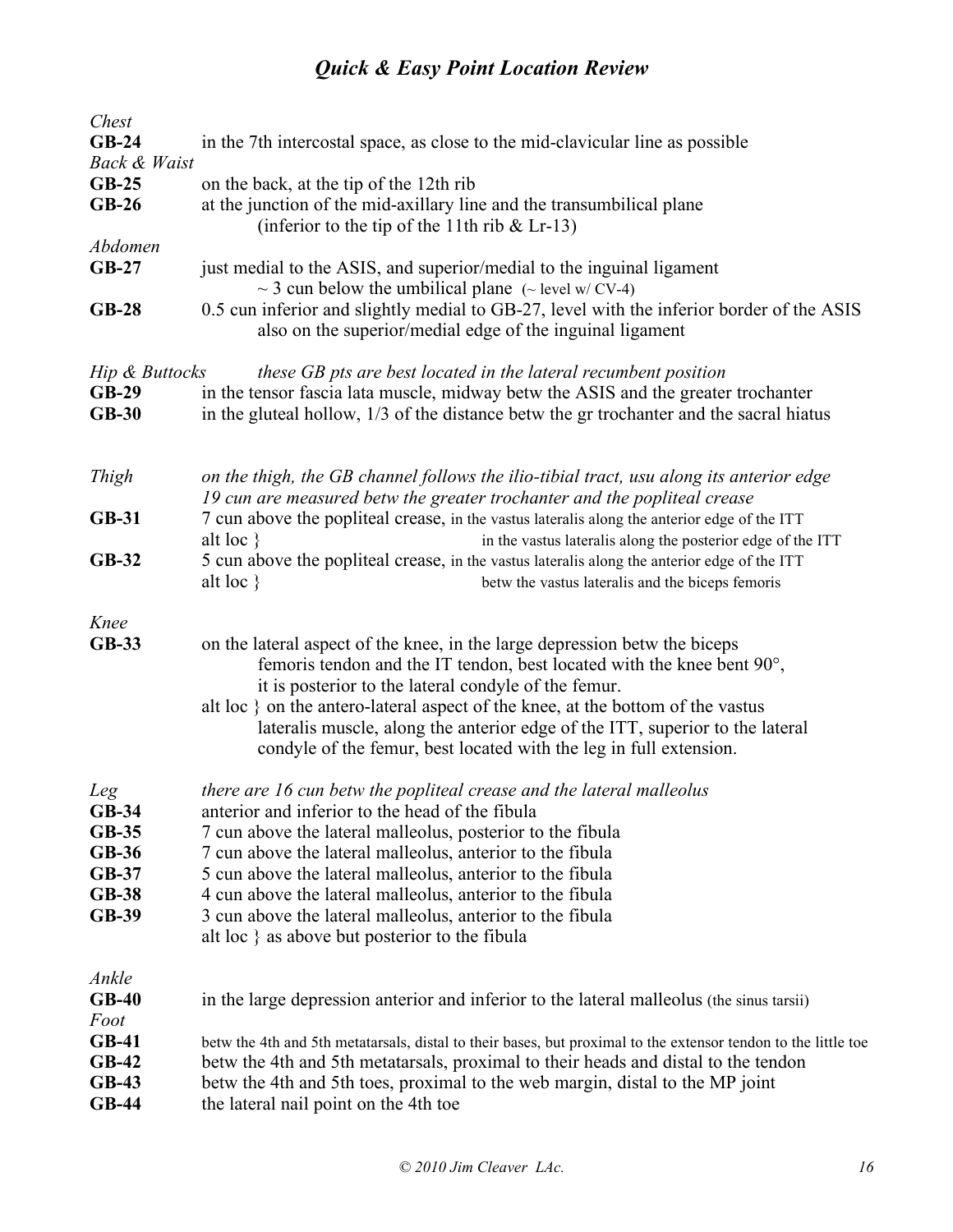# *Quick & Easy Point Location Review*

*Chest*

**GB-24** in the 7th intercostal space, as close to the mid-clavicular line as possible

*Back & Waist*

**GB-25** on the back, at the tip of the 12th rib

**GB-26** at the junction of the mid-axillary line and the transumbilical plane (inferior to the tip of the 11th rib & Lr-13)

*Abdomen*

**GB-27** just medial to the ASIS, and superior/medial to the inguinal ligament ~ 3 cun below the umbilical plane (~ level w/ CV-4)

**GB-28** 0.5 cun inferior and slightly medial to GB-27, level with the inferior border of the ASIS also on the superior/medial edge of the inguinal ligament

*Hip & Buttocks* *these GB pts are best located in the lateral recumbent position*

**GB-29** in the tensor fascia lata muscle, midway betw the ASIS and the greater trochanter

**GB-30** in the gluteal hollow, 1/3 of the distance betw the gr trochanter and the sacral hiatus

*Thigh* *on the thigh, the GB channel follows the ilio-tibial tract, usu along its anterior edge*
*19 cun are measured betw the greater trochanter and the popliteal crease*

**GB-31** 7 cun above the popliteal crease, in the vastus lateralis along the anterior edge of the ITT
alt loc } in the vastus lateralis along the posterior edge of the ITT

**GB-32** 5 cun above the popliteal crease, in the vastus lateralis along the anterior edge of the ITT
alt loc } betw the vastus lateralis and the biceps femoris

*Knee*

**GB-33** on the lateral aspect of the knee, in the large depression betw the biceps femoris tendon and the IT tendon, best located with the knee bent 90°, it is posterior to the lateral condyle of the femur.
alt loc } on the antero-lateral aspect of the knee, at the bottom of the vastus lateralis muscle, along the anterior edge of the ITT, superior to the lateral condyle of the femur, best located with the leg in full extension.

*Leg* *there are 16 cun betw the popliteal crease and the lateral malleolus*

**GB-34** anterior and inferior to the head of the fibula

**GB-35** 7 cun above the lateral malleolus, posterior to the fibula

**GB-36** 7 cun above the lateral malleolus, anterior to the fibula

**GB-37** 5 cun above the lateral malleolus, anterior to the fibula

**GB-38** 4 cun above the lateral malleolus, anterior to the fibula

**GB-39** 3 cun above the lateral malleolus, anterior to the fibula
alt loc } as above but posterior to the fibula

*Ankle*

**GB-40** in the large depression anterior and inferior to the lateral malleolus (the sinus tarsii)

*Foot*

**GB-41** betw the 4th and 5th metatarsals, distal to their bases, but proximal to the extensor tendon to the little toe

**GB-42** betw the 4th and 5th metatarsals, proximal to their heads and distal to the tendon

**GB-43** betw the 4th and 5th toes, proximal to the web margin, distal to the MP joint

**GB-44** the lateral nail point on the 4th toe

*© 2010 Jim Cleaver LAc.*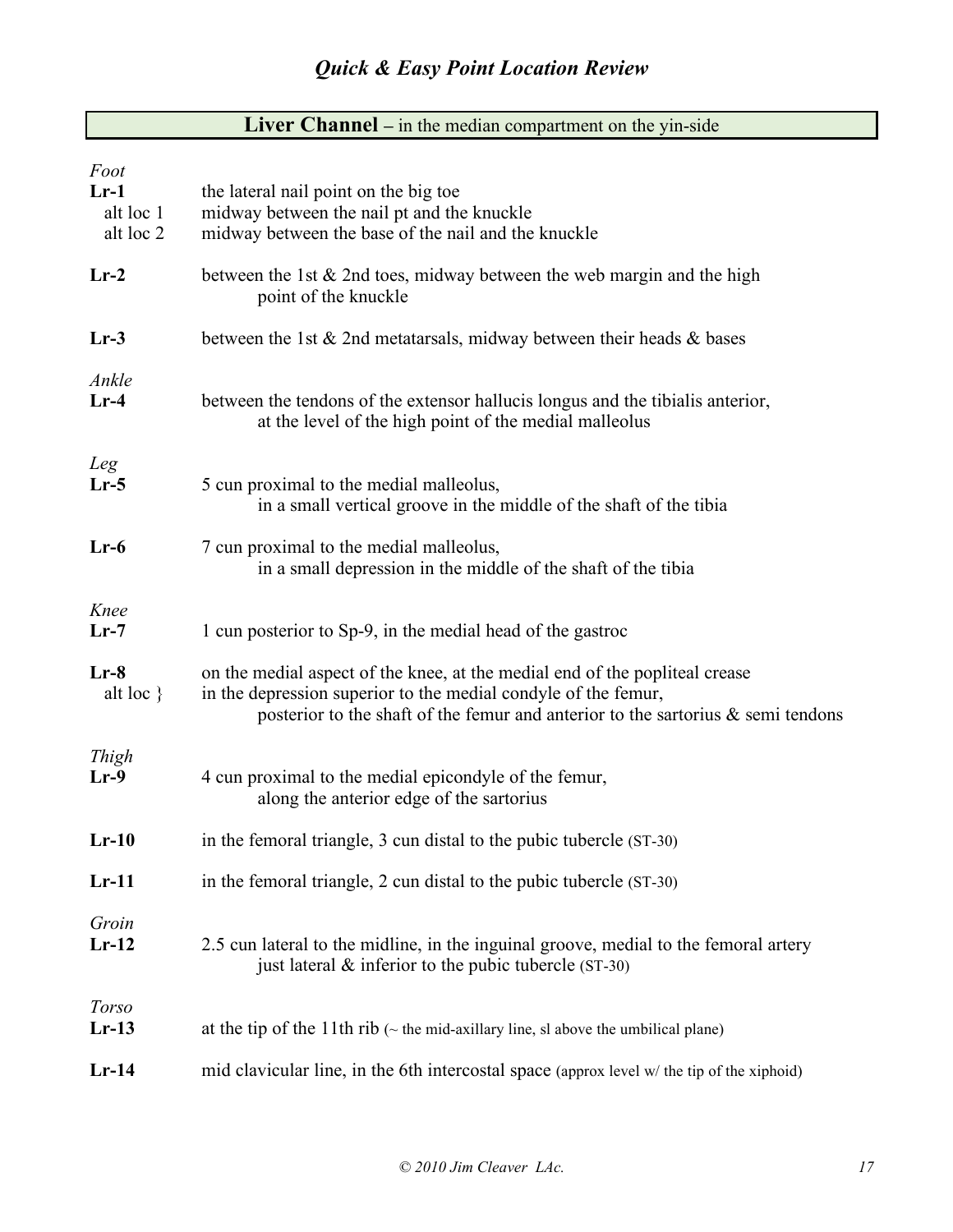# *Quick & Easy Point Location Review*

## **Liver Channel** – in the median compartment on the yin-side

| | |
|---|---|
| *Foot* | |
| **Lr-1** | the lateral nail point on the big toe |
| alt loc 1 | midway between the nail pt and the knuckle |
| alt loc 2 | midway between the base of the nail and the knuckle |
| **Lr-2** | between the 1st & 2nd toes, midway between the web margin and the high point of the knuckle |
| **Lr-3** | between the 1st & 2nd metatarsals, midway between their heads & bases |
| *Ankle* | |
| **Lr-4** | between the tendons of the extensor hallucis longus and the tibialis anterior, at the level of the high point of the medial malleolus |
| *Leg* | |
| **Lr-5** | 5 cun proximal to the medial malleolus, in a small vertical groove in the middle of the shaft of the tibia |
| **Lr-6** | 7 cun proximal to the medial malleolus, in a small depression in the middle of the shaft of the tibia |
| *Knee* | |
| **Lr-7** | 1 cun posterior to Sp-9, in the medial head of the gastroc |
| **Lr-8** | on the medial aspect of the knee, at the medial end of the popliteal crease |
| alt loc } | in the depression superior to the medial condyle of the femur, posterior to the shaft of the femur and anterior to the sartorius & semi tendons |
| *Thigh* | |
| **Lr-9** | 4 cun proximal to the medial epicondyle of the femur, along the anterior edge of the sartorius |
| **Lr-10** | in the femoral triangle, 3 cun distal to the pubic tubercle (ST-30) |
| **Lr-11** | in the femoral triangle, 2 cun distal to the pubic tubercle (ST-30) |
| *Groin* | |
| **Lr-12** | 2.5 cun lateral to the midline, in the inguinal groove, medial to the femoral artery just lateral & inferior to the pubic tubercle (ST-30) |
| *Torso* | |
| **Lr-13** | at the tip of the 11th rib (~ the mid-axillary line, sl above the umbilical plane) |
| **Lr-14** | mid clavicular line, in the 6th intercostal space (approx level w/ the tip of the xiphoid) |

*© 2010 Jim Cleaver LAc.*